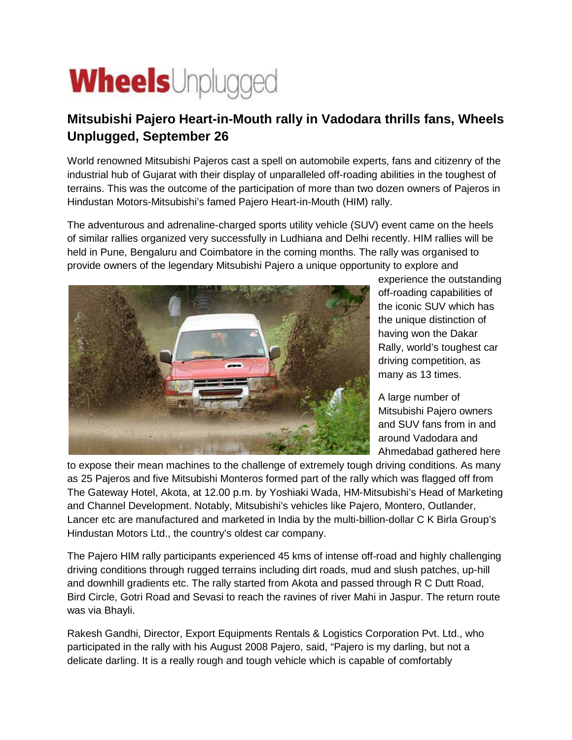# WheelsUnplugged

## Mitsubishi Pajero Heart-in-Mouth rally in Vadodara thrills fans, Wheels Unplugged, September 26

World renowned Mitsubishi Pajeros cast a spell on automobile experts, fans and citizenry of the industrial hub of Gujarat with their display of unparalleled off-roading abilities in the toughest of terrains. This was the outcome of the participation of more than two dozen owners of Pajeros in Hindustan Motors-Mitsubishi's famed Pajero Heart-in-Mouth (HIM) rally.

The adventurous and adrenaline-charged sports utility vehicle (SUV) event came on the heels of similar rallies organized very successfully in Ludhiana and Delhi recently. HIM rallies will be held in Pune, Bengaluru and Coimbatore in the coming months. The rally was organised to provide owners of the legendary Mitsubishi Pajero a unique opportunity to explore and experience the outstanding off-roading capabilities of the iconic SUV which has the unique distinction of having won the Dakar Rally, world's toughest car driving competition, as many as 13 times.

A large number of Mitsubishi Pajero owners and SUV fans from in and around Vadodara and Ahmedabad gathered here to expose their mean machines to the challenge of extremely tough driving conditions. As many as 25 Pajeros and five Mitsubishi Monteros formed part of the rally which was flagged off from The Gateway Hotel, Akota, at 12.00 p.m. by Yoshiaki Wada, HM-Mitsubishi's Head of Marketing and Channel Development. Notably, Mitsubishi's vehicles like Pajero, Montero, Outlander, Lancer etc are manufactured and marketed in India by the multi-billion-dollar C K Birla Group's Hindustan Motors Ltd., the country's oldest car company.

The Pajero HIM rally participants experienced 45 kms of intense off-road and highly challenging driving conditions through rugged terrains including dirt roads, mud and slush patches, up-hill and downhill gradients etc. The rally started from Akota and passed through R C Dutt Road, Bird Circle, Gotri Road and Sevasi to reach the ravines of river Mahi in Jaspur. The return route was via Bhayli.

Rakesh Gandhi, Director, Export Equipments Rentals & Logistics Corporation Pvt. Ltd., who participated in the rally with his August 2008 Pajero, said, "Pajero is my darling, but not a delicate darling. It is a really rough and tough vehicle which is capable of comfortably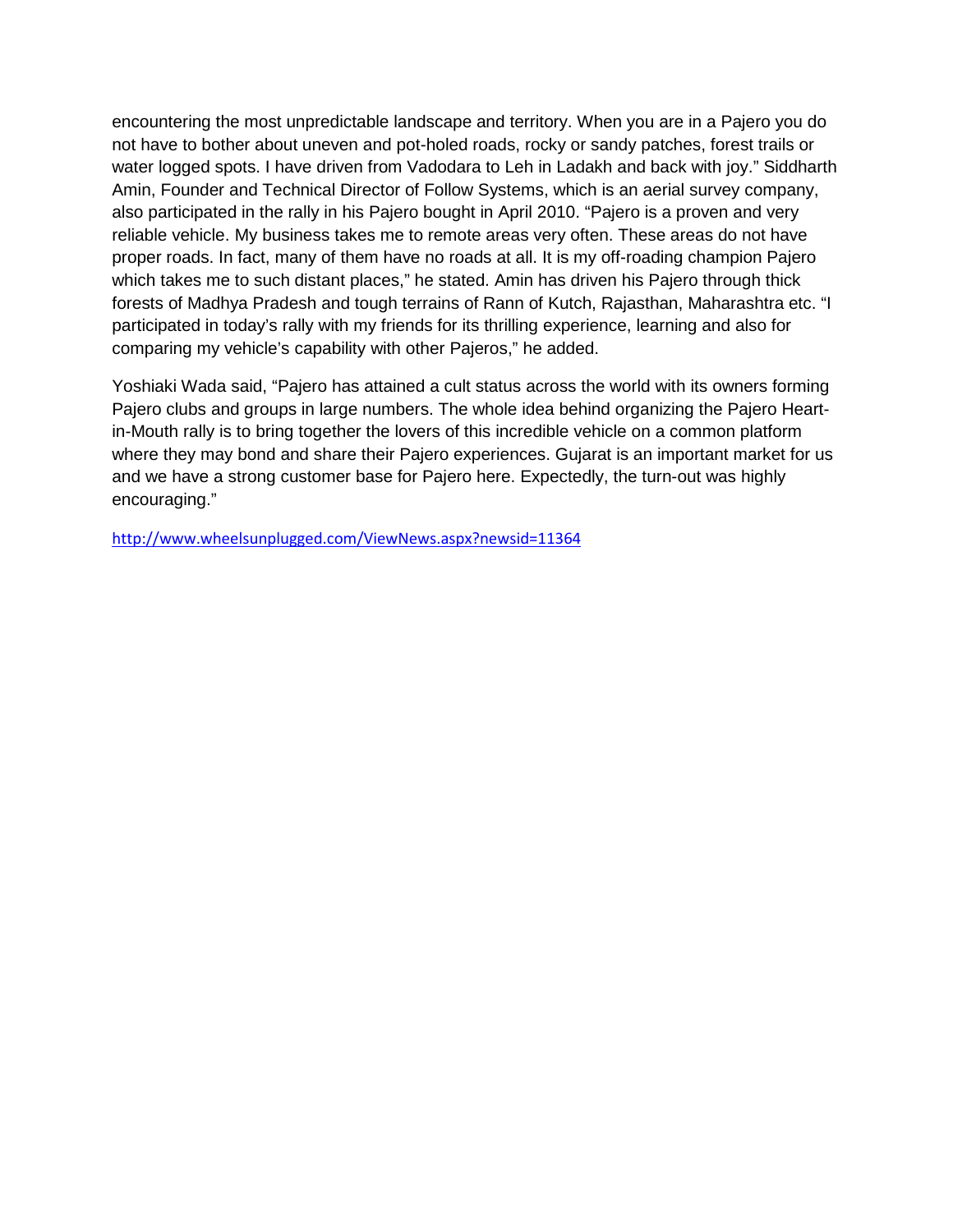encountering the most unpredictable landscape and territory. When you are in a Pajero you do not have to bother about uneven and pot-holed roads, rocky or sandy patches, forest trails or water logged spots. I have driven from Vadodara to Leh in Ladakh and back with joy." Siddharth Amin, Founder and Technical Director of Follow Systems, which is an aerial survey company, also participated in the rally in his Pajero bought in April 2010. "Pajero is a proven and very reliable vehicle. My business takes me to remote areas very often. These areas do not have proper roads. In fact, many of them have no roads at all. It is my off-roading champion Pajero which takes me to such distant places," he stated. Amin has driven his Pajero through thick forests of Madhya Pradesh and tough terrains of Rann of Kutch, Rajasthan, Maharashtra etc. "I participated in today's rally with my friends for its thrilling experience, learning and also for comparing my vehicle's capability with other Pajeros," he added.

Yoshiaki Wada said, "Pajero has attained a cult status across the world with its owners forming Pajero clubs and groups in large numbers. The whole idea behind organizing the Pajero Heart-in-Mouth rally is to bring together the lovers of this incredible vehicle on a common platform where they may bond and share their Pajero experiences. Gujarat is an important market for us and we have a strong customer base for Pajero here. Expectedly, the turn-out was highly encouraging."

http://www.wheelsunplugged.com/ViewNews.aspx?newsid=11364